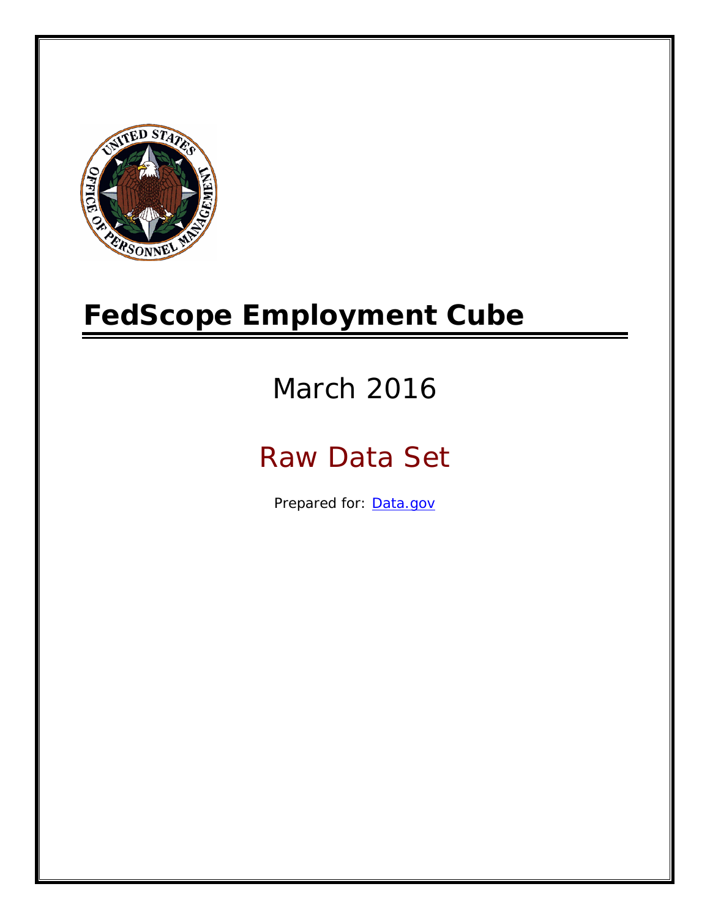# FedScope Employment Cube

March 2016

Raw Data Set

Prepared for: [Data.gov](Data.gov)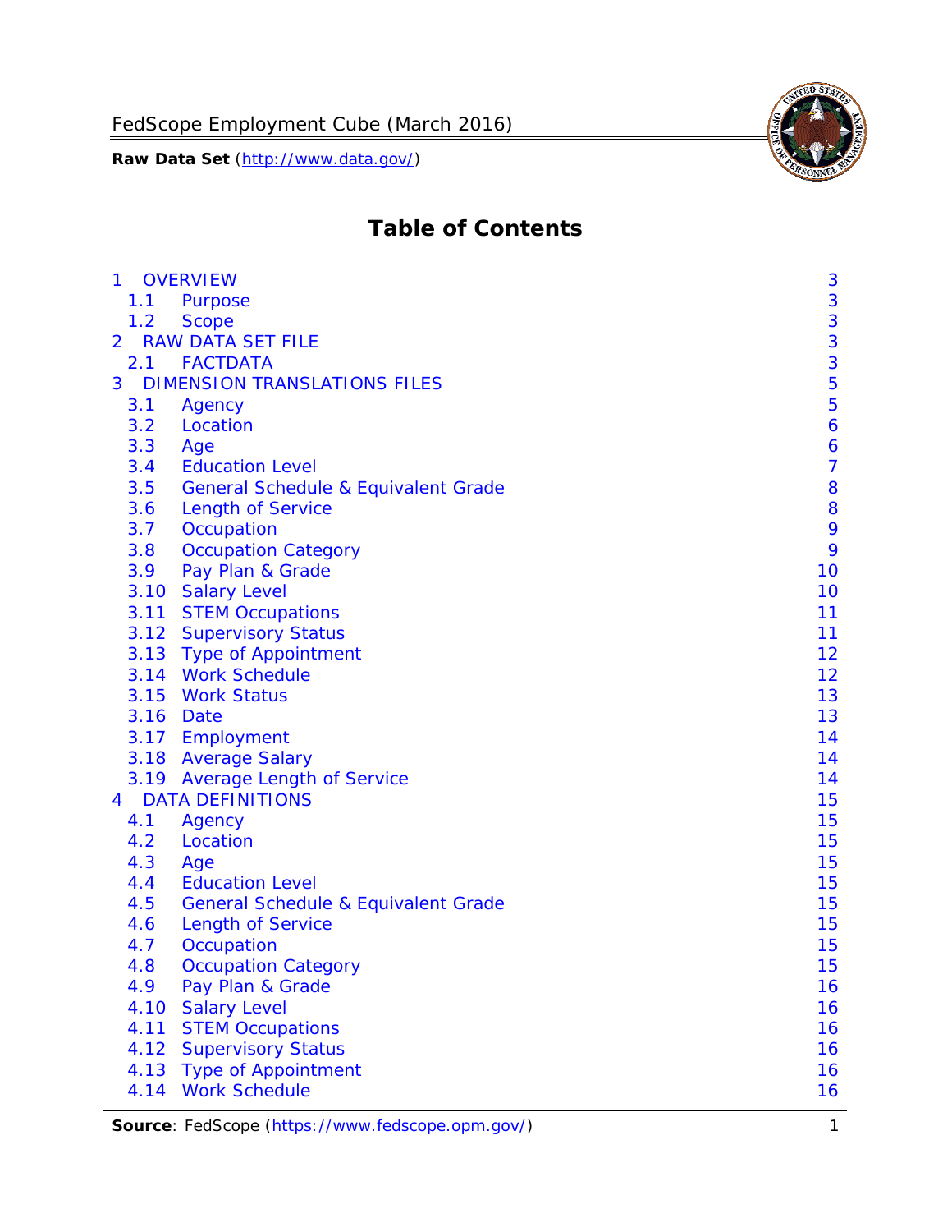# Table of Contents

- 1 OVERVIEW 3
  - 1.1 Purpose 3
  - 1.2 Scope 3
- 2 RAW DATA SET FILE 3
  - 2.1 FACTDATA 3
- 3 DIMENSION TRANSLATIONS FILES 5
  - 3.1 Agency 5
  - 3.2 Location 6
  - 3.3 Age 6
  - 3.4 Education Level 7
  - 3.5 General Schedule & Equivalent Grade 8
  - 3.6 Length of Service 8
  - 3.7 Occupation 9
  - 3.8 Occupation Category 9
  - 3.9 Pay Plan & Grade 10
  - 3.10 Salary Level 10
  - 3.11 STEM Occupations 11
  - 3.12 Supervisory Status 11
  - 3.13 Type of Appointment 12
  - 3.14 Work Schedule 12
  - 3.15 Work Status 13
  - 3.16 Date 13
  - 3.17 Employment 14
  - 3.18 Average Salary 14
  - 3.19 Average Length of Service 14
- 4 DATA DEFINITIONS 15
  - 4.1 Agency 15
  - 4.2 Location 15
  - 4.3 Age 15
  - 4.4 Education Level 15
  - 4.5 General Schedule & Equivalent Grade 15
  - 4.6 Length of Service 15
  - 4.7 Occupation 15
  - 4.8 Occupation Category 15
  - 4.9 Pay Plan & Grade 16
  - 4.10 Salary Level 16
  - 4.11 STEM Occupations 16
  - 4.12 Supervisory Status 16
  - 4.13 Type of Appointment 16
  - 4.14 Work Schedule 16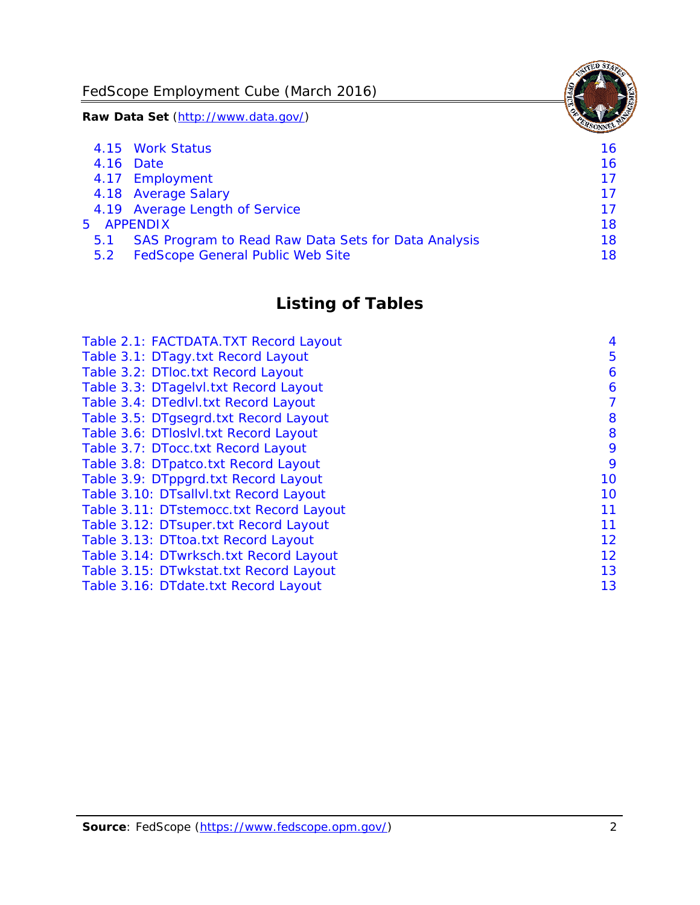4.15 Work Status 16
4.16 Date 16
4.17 Employment 17
4.18 Average Salary 17
4.19 Average Length of Service 17
5 APPENDIX 18
5.1 SAS Program to Read Raw Data Sets for Data Analysis 18
5.2 FedScope General Public Web Site 18

## Listing of Tables

Table 2.1: FACTDATA.TXT Record Layout 4
Table 3.1: DTagy.txt Record Layout 5
Table 3.2: DTloc.txt Record Layout 6
Table 3.3: DTagelvl.txt Record Layout 6
Table 3.4: DTedlvl.txt Record Layout 7
Table 3.5: DTgsegrd.txt Record Layout 8
Table 3.6: DTloslvl.txt Record Layout 8
Table 3.7: DTocc.txt Record Layout 9
Table 3.8: DTpatco.txt Record Layout 9
Table 3.9: DTppgrd.txt Record Layout 10
Table 3.10: DTsallvl.txt Record Layout 10
Table 3.11: DTstemocc.txt Record Layout 11
Table 3.12: DTsuper.txt Record Layout 11
Table 3.13: DTtoa.txt Record Layout 12
Table 3.14: DTwrksch.txt Record Layout 12
Table 3.15: DTwkstat.txt Record Layout 13
Table 3.16: DTdate.txt Record Layout 13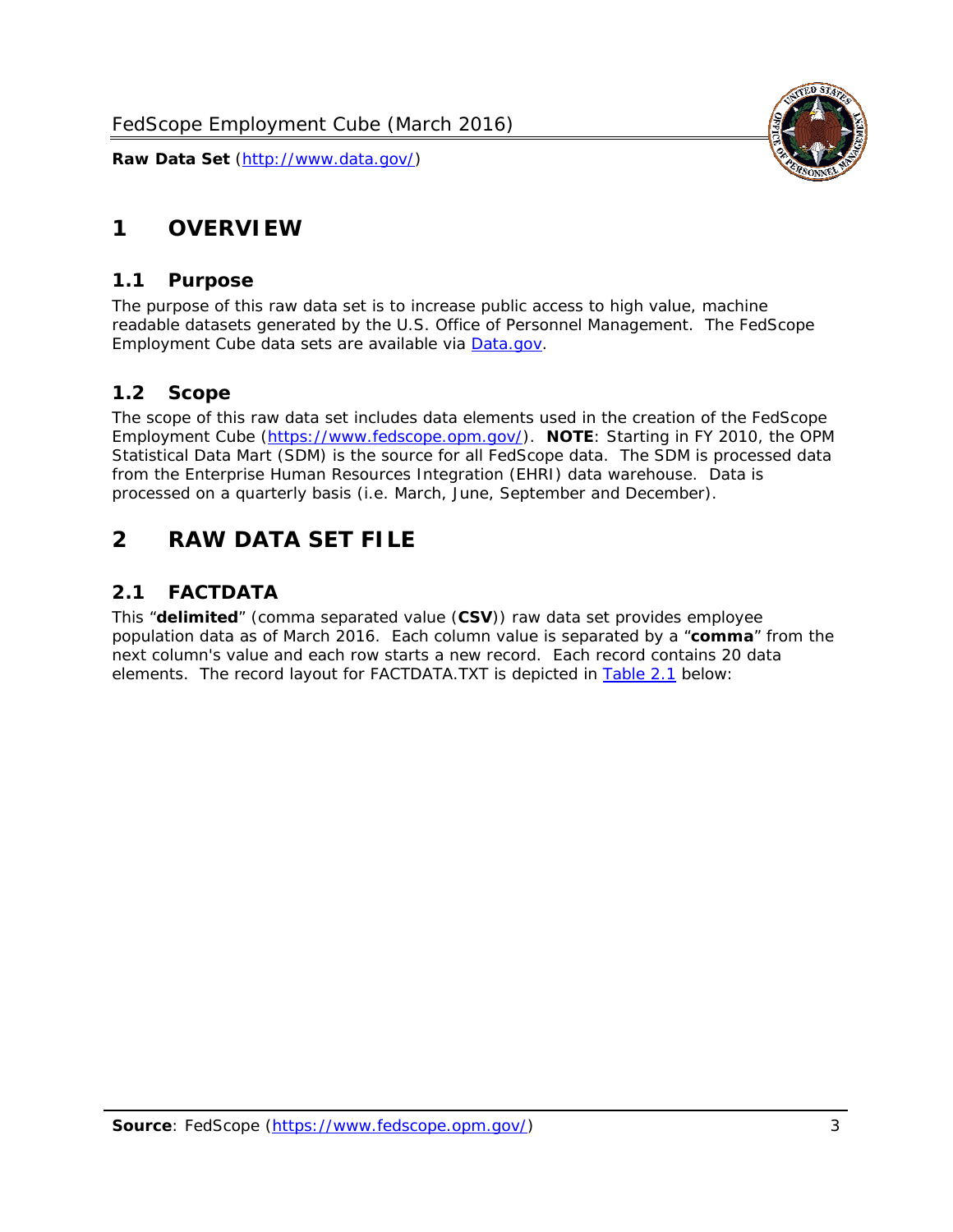# 1 OVERVIEW

## 1.1 Purpose

The purpose of this raw data set is to increase public access to high value, machine readable datasets generated by the U.S. Office of Personnel Management. The FedScope Employment Cube data sets are available via [Data.gov](http://www.data.gov/).

## 1.2 Scope

The scope of this raw data set includes data elements used in the creation of the FedScope Employment Cube ([https://www.fedscope.opm.gov/](https://www.fedscope.opm.gov/)). **NOTE**: Starting in FY 2010, the OPM Statistical Data Mart (SDM) is the source for all FedScope data. The SDM is processed data from the Enterprise Human Resources Integration (EHRI) data warehouse. Data is processed on a quarterly basis (i.e. March, June, September and December).

# 2 RAW DATA SET FILE

## 2.1 FACTDATA

This "**delimited**" (comma separated value (**CSV**)) raw data set provides employee population data as of March 2016. Each column value is separated by a "**comma**" from the next column's value and each row starts a new record. Each record contains 20 data elements. The record layout for FACTDATA.TXT is depicted in Table 2.1 below: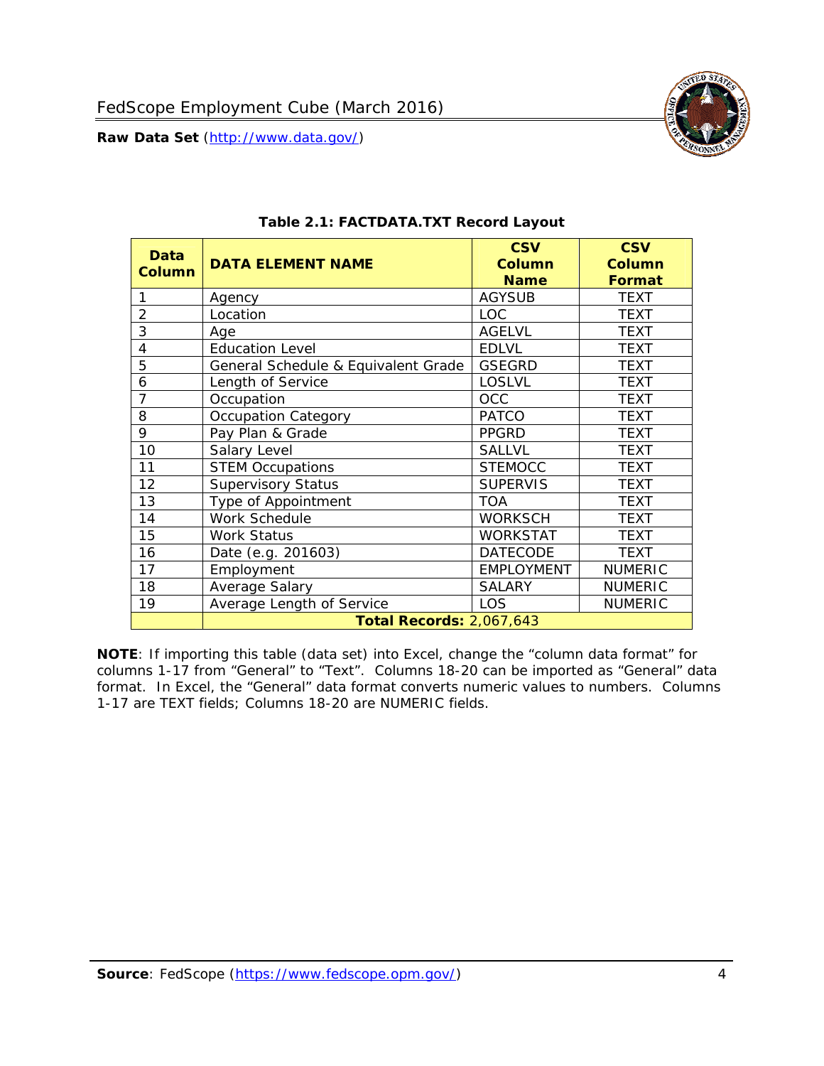**Table 2.1: FACTDATA.TXT Record Layout**

| Data Column | DATA ELEMENT NAME | CSV Column Name | CSV Column Format |
|---|---|---|---|
| 1 | Agency | AGYSUB | TEXT |
| 2 | Location | LOC | TEXT |
| 3 | Age | AGELVL | TEXT |
| 4 | Education Level | EDLVL | TEXT |
| 5 | General Schedule & Equivalent Grade | GSEGRD | TEXT |
| 6 | Length of Service | LOSLVL | TEXT |
| 7 | Occupation | OCC | TEXT |
| 8 | Occupation Category | PATCO | TEXT |
| 9 | Pay Plan & Grade | PPGRD | TEXT |
| 10 | Salary Level | SALLVL | TEXT |
| 11 | STEM Occupations | STEMOCC | TEXT |
| 12 | Supervisory Status | SUPERVIS | TEXT |
| 13 | Type of Appointment | TOA | TEXT |
| 14 | Work Schedule | WORKSCH | TEXT |
| 15 | Work Status | WORKSTAT | TEXT |
| 16 | Date (e.g. 201603) | DATECODE | TEXT |
| 17 | Employment | EMPLOYMENT | NUMERIC |
| 18 | Average Salary | SALARY | NUMERIC |
| 19 | Average Length of Service | LOS | NUMERIC |
| | **Total Records:** 2,067,643 | | |

**NOTE**: If importing this table (data set) into Excel, change the "column data format" for columns 1-17 from "General" to "Text". Columns 18-20 can be imported as "General" data format. In Excel, the "General" data format converts numeric values to numbers. Columns 1-17 are TEXT fields; Columns 18-20 are NUMERIC fields.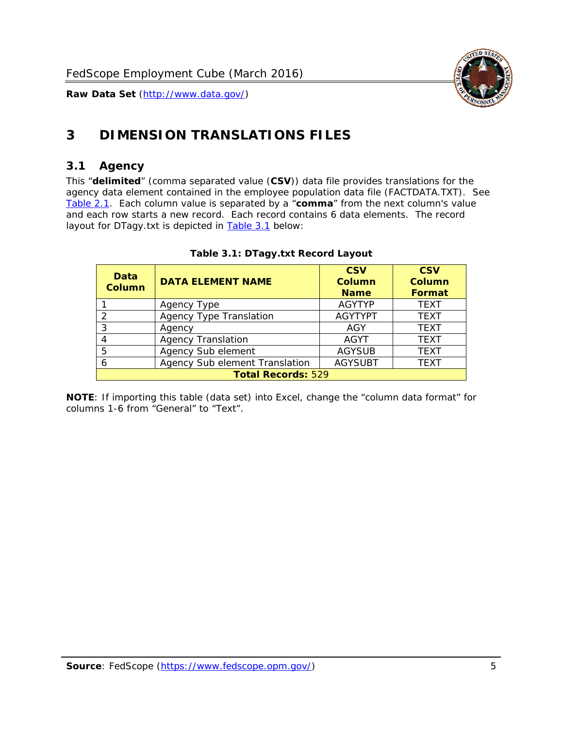# 3 DIMENSION TRANSLATIONS FILES

## 3.1 Agency

This "**delimited**" (comma separated value (**CSV**)) data file provides translations for the agency data element contained in the employee population data file (FACTDATA.TXT). See Table 2.1. Each column value is separated by a "**comma**" from the next column's value and each row starts a new record. Each record contains 6 data elements. The record layout for DTagy.txt is depicted in Table 3.1 below:

**Table 3.1: DTagy.txt Record Layout**

| Data Column | DATA ELEMENT NAME | CSV Column Name | CSV Column Format |
|---|---|---|---|
| 1 | Agency Type | AGYTYP | TEXT |
| 2 | Agency Type Translation | AGYTYPT | TEXT |
| 3 | Agency | AGY | TEXT |
| 4 | Agency Translation | AGYT | TEXT |
| 5 | Agency Sub element | AGYSUB | TEXT |
| 6 | Agency Sub element Translation | AGYSUBT | TEXT |
| **Total Records:** 529 | | | |

**NOTE**: If importing this table (data set) into Excel, change the "column data format" for columns 1-6 from "General" to "Text".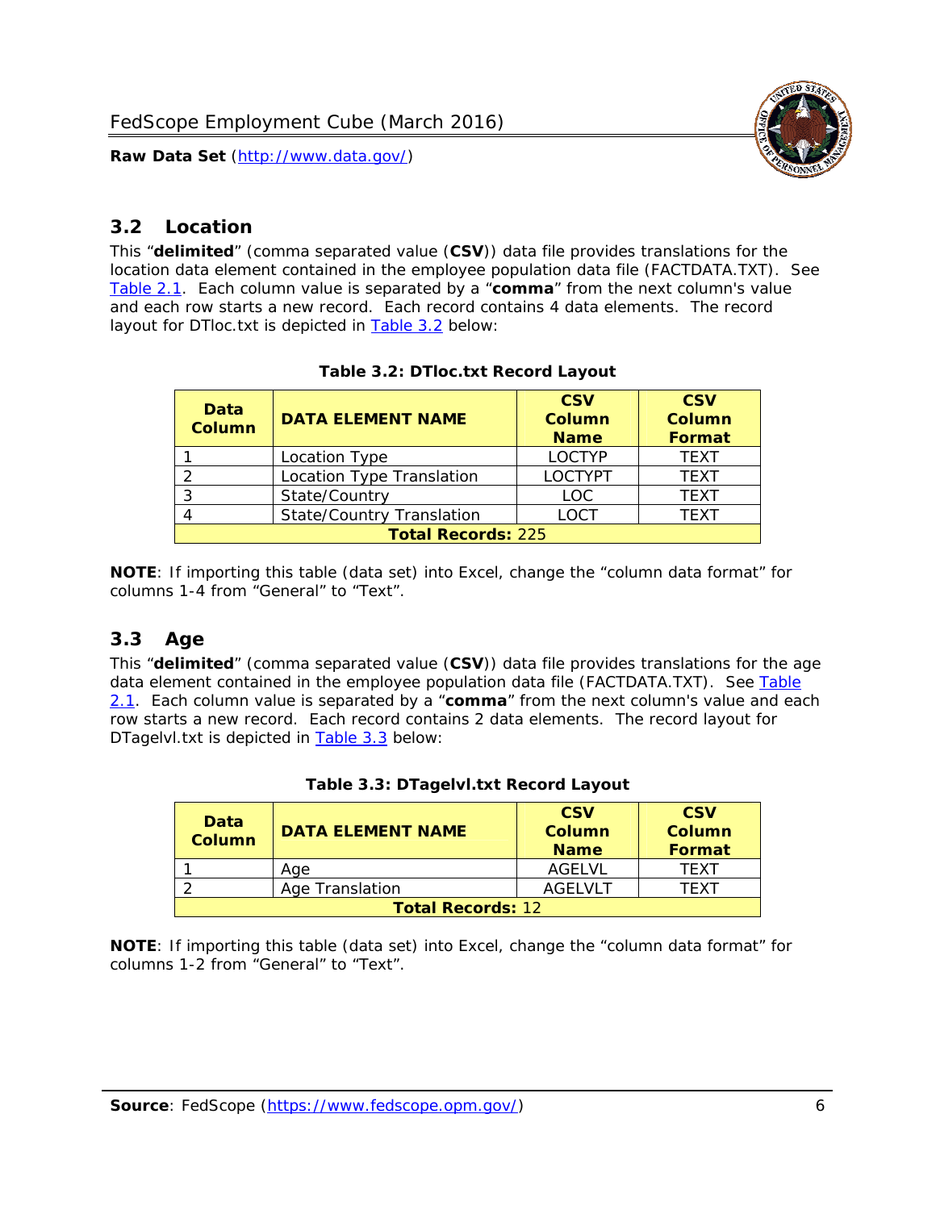## 3.2 Location

This "**delimited**" (comma separated value (**CSV**)) data file provides translations for the location data element contained in the employee population data file (FACTDATA.TXT). See Table 2.1. Each column value is separated by a "**comma**" from the next column's value and each row starts a new record. Each record contains 4 data elements. The record layout for DTloc.txt is depicted in Table 3.2 below:

**Table 3.2: DTloc.txt Record Layout**

| Data Column | DATA ELEMENT NAME | CSV Column Name | CSV Column Format |
|---|---|---|---|
| 1 | Location Type | LOCTYP | TEXT |
| 2 | Location Type Translation | LOCTYPT | TEXT |
| 3 | State/Country | LOC | TEXT |
| 4 | State/Country Translation | LOCT | TEXT |
| **Total Records:** 225 | | | |

**NOTE**: If importing this table (data set) into Excel, change the "column data format" for columns 1-4 from "General" to "Text".

## 3.3 Age

This "**delimited**" (comma separated value (**CSV**)) data file provides translations for the age data element contained in the employee population data file (FACTDATA.TXT). See Table 2.1. Each column value is separated by a "**comma**" from the next column's value and each row starts a new record. Each record contains 2 data elements. The record layout for DTagelvl.txt is depicted in Table 3.3 below:

**Table 3.3: DTagelvl.txt Record Layout**

| Data Column | DATA ELEMENT NAME | CSV Column Name | CSV Column Format |
|---|---|---|---|
| 1 | Age | AGELVL | TEXT |
| 2 | Age Translation | AGELVLT | TEXT |
| **Total Records:** 12 | | | |

**NOTE**: If importing this table (data set) into Excel, change the "column data format" for columns 1-2 from "General" to "Text".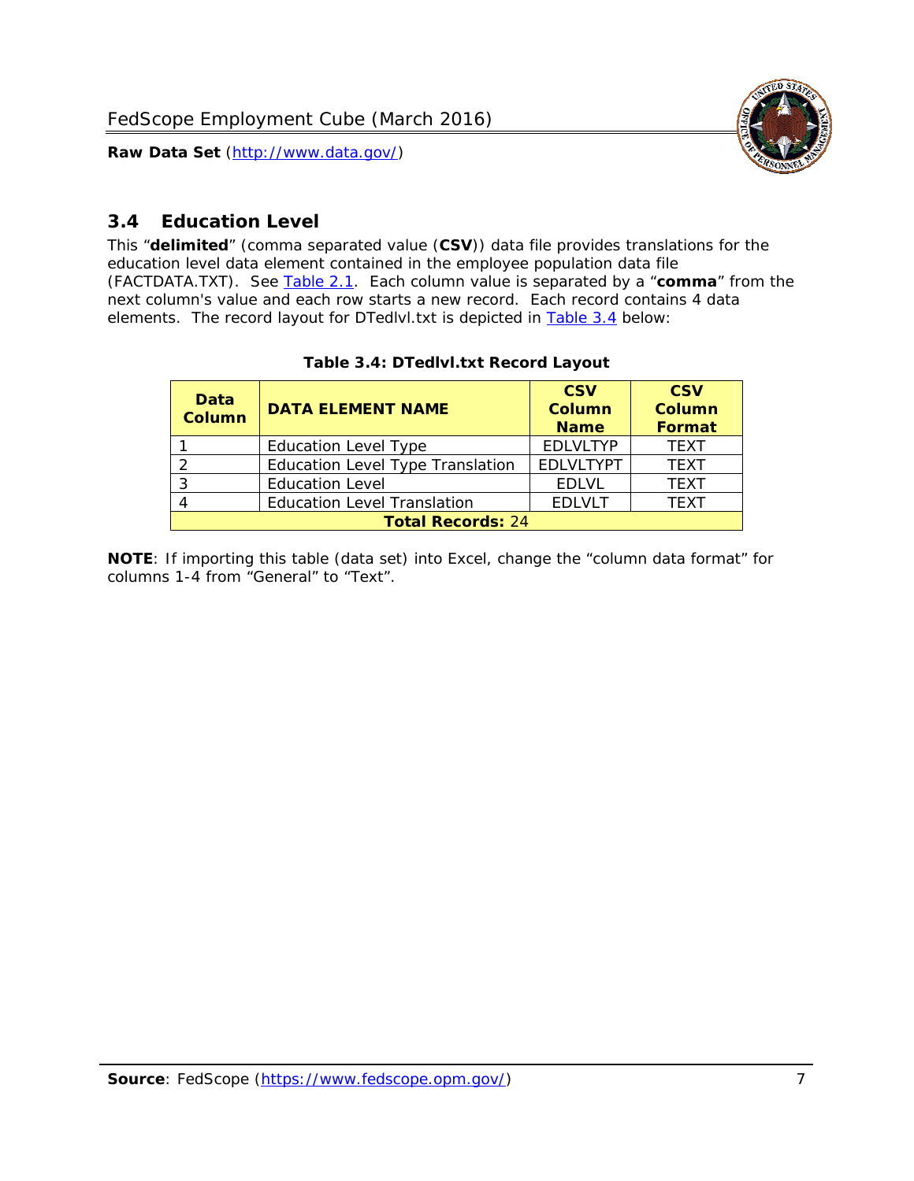## 3.4 Education Level

This "**delimited**" (comma separated value (**CSV**)) data file provides translations for the education level data element contained in the employee population data file (FACTDATA.TXT). See Table 2.1. Each column value is separated by a "**comma**" from the next column's value and each row starts a new record. Each record contains 4 data elements. The record layout for DTedlvl.txt is depicted in Table 3.4 below:

**Table 3.4: DTedlvl.txt Record Layout**

| Data Column | DATA ELEMENT NAME | CSV Column Name | CSV Column Format |
|---|---|---|---|
| 1 | Education Level Type | EDLVLTYP | TEXT |
| 2 | Education Level Type Translation | EDLVLTYPT | TEXT |
| 3 | Education Level | EDLVL | TEXT |
| 4 | Education Level Translation | EDLVLT | TEXT |
| **Total Records:** 24 | | | |

**NOTE**: If importing this table (data set) into Excel, change the "column data format" for columns 1-4 from "General" to "Text".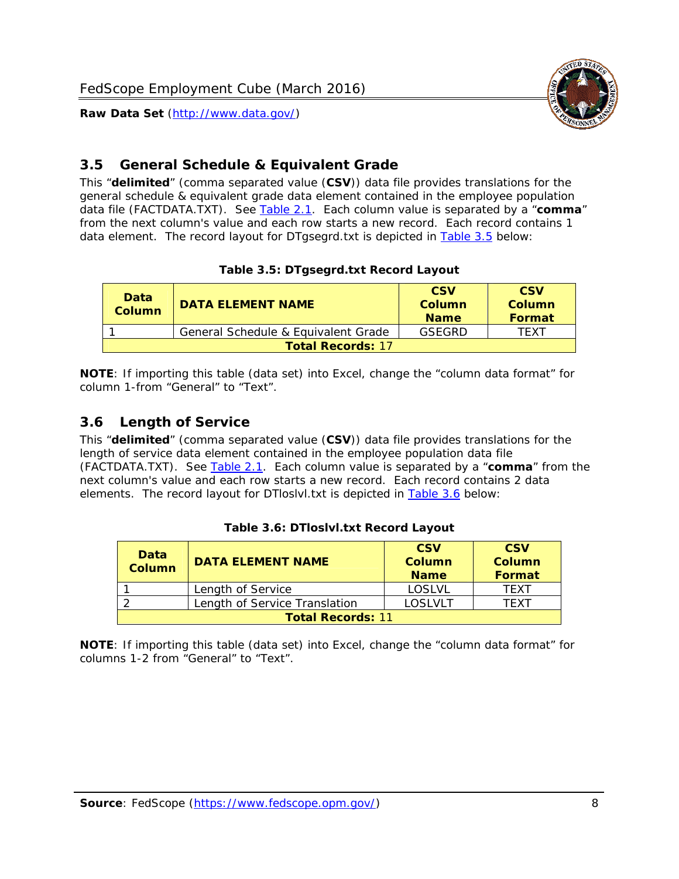## 3.5 General Schedule & Equivalent Grade

This "**delimited**" (comma separated value (**CSV**)) data file provides translations for the general schedule & equivalent grade data element contained in the employee population data file (FACTDATA.TXT). See Table 2.1. Each column value is separated by a "**comma**" from the next column's value and each row starts a new record. Each record contains 1 data element. The record layout for DTgsegrd.txt is depicted in Table 3.5 below:

**Table 3.5: DTgsegrd.txt Record Layout**

| Data Column | DATA ELEMENT NAME | CSV Column Name | CSV Column Format |
|---|---|---|---|
| 1 | General Schedule & Equivalent Grade | GSEGRD | TEXT |
| **Total Records:** 17 | | | |

**NOTE**: If importing this table (data set) into Excel, change the "column data format" for column 1-from "General" to "Text".

## 3.6 Length of Service

This "**delimited**" (comma separated value (**CSV**)) data file provides translations for the length of service data element contained in the employee population data file (FACTDATA.TXT). See Table 2.1. Each column value is separated by a "**comma**" from the next column's value and each row starts a new record. Each record contains 2 data elements. The record layout for DTloslvl.txt is depicted in Table 3.6 below:

**Table 3.6: DTloslvl.txt Record Layout**

| Data Column | DATA ELEMENT NAME | CSV Column Name | CSV Column Format |
|---|---|---|---|
| 1 | Length of Service | LOSLVL | TEXT |
| 2 | Length of Service Translation | LOSLVLT | TEXT |
| **Total Records:** 11 | | | |

**NOTE**: If importing this table (data set) into Excel, change the "column data format" for columns 1-2 from "General" to "Text".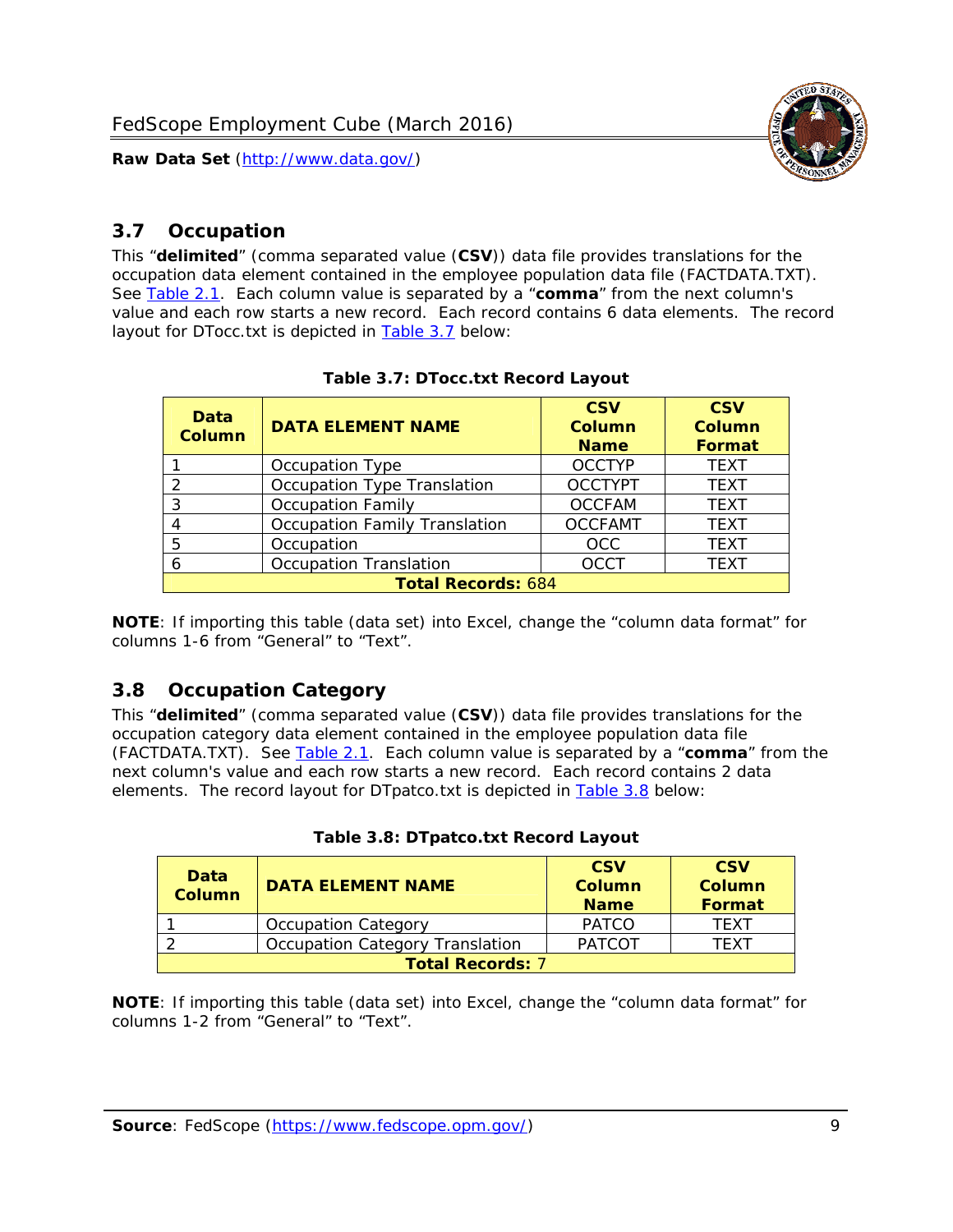## 3.7 Occupation

This "**delimited**" (comma separated value (**CSV**)) data file provides translations for the occupation data element contained in the employee population data file (FACTDATA.TXT). See Table 2.1. Each column value is separated by a "**comma**" from the next column's value and each row starts a new record. Each record contains 6 data elements. The record layout for DTocc.txt is depicted in Table 3.7 below:

**Table 3.7: DTocc.txt Record Layout**

| Data Column | DATA ELEMENT NAME | CSV Column Name | CSV Column Format |
|---|---|---|---|
| 1 | Occupation Type | OCCTYP | TEXT |
| 2 | Occupation Type Translation | OCCTYPT | TEXT |
| 3 | Occupation Family | OCCFAM | TEXT |
| 4 | Occupation Family Translation | OCCFAMT | TEXT |
| 5 | Occupation | OCC | TEXT |
| 6 | Occupation Translation | OCCT | TEXT |
| **Total Records:** 684 | | | |

**NOTE**: If importing this table (data set) into Excel, change the "column data format" for columns 1-6 from "General" to "Text".

## 3.8 Occupation Category

This "**delimited**" (comma separated value (**CSV**)) data file provides translations for the occupation category data element contained in the employee population data file (FACTDATA.TXT). See Table 2.1. Each column value is separated by a "**comma**" from the next column's value and each row starts a new record. Each record contains 2 data elements. The record layout for DTpatco.txt is depicted in Table 3.8 below:

**Table 3.8: DTpatco.txt Record Layout**

| Data Column | DATA ELEMENT NAME | CSV Column Name | CSV Column Format |
|---|---|---|---|
| 1 | Occupation Category | PATCO | TEXT |
| 2 | Occupation Category Translation | PATCOT | TEXT |
| **Total Records:** 7 | | | |

**NOTE**: If importing this table (data set) into Excel, change the "column data format" for columns 1-2 from "General" to "Text".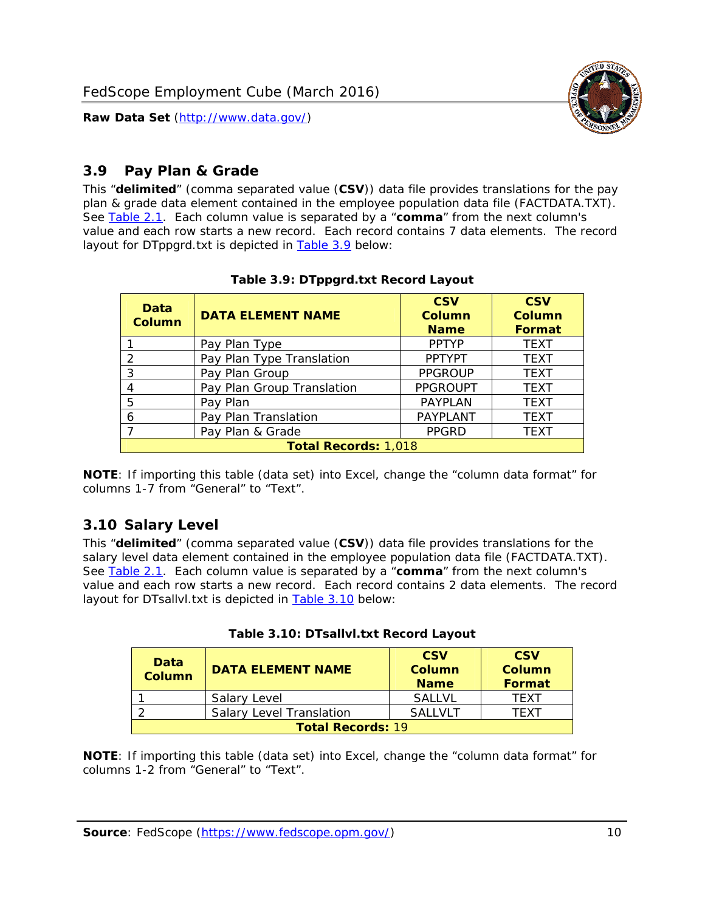## 3.9 Pay Plan & Grade

This "**delimited**" (comma separated value (**CSV**)) data file provides translations for the pay plan & grade data element contained in the employee population data file (FACTDATA.TXT). See Table 2.1. Each column value is separated by a "**comma**" from the next column's value and each row starts a new record. Each record contains 7 data elements. The record layout for DTppgrd.txt is depicted in Table 3.9 below:

**Table 3.9: DTppgrd.txt Record Layout**

| Data Column | DATA ELEMENT NAME | CSV Column Name | CSV Column Format |
|---|---|---|---|
| 1 | Pay Plan Type | PPTYP | TEXT |
| 2 | Pay Plan Type Translation | PPTYPT | TEXT |
| 3 | Pay Plan Group | PPGROUP | TEXT |
| 4 | Pay Plan Group Translation | PPGROUPT | TEXT |
| 5 | Pay Plan | PAYPLAN | TEXT |
| 6 | Pay Plan Translation | PAYPLANT | TEXT |
| 7 | Pay Plan & Grade | PPGRD | TEXT |
| **Total Records:** 1,018 | | | |

**NOTE**: If importing this table (data set) into Excel, change the "column data format" for columns 1-7 from "General" to "Text".

## 3.10 Salary Level

This "**delimited**" (comma separated value (**CSV**)) data file provides translations for the salary level data element contained in the employee population data file (FACTDATA.TXT). See Table 2.1. Each column value is separated by a "**comma**" from the next column's value and each row starts a new record. Each record contains 2 data elements. The record layout for DTsallvl.txt is depicted in Table 3.10 below:

**Table 3.10: DTsallvl.txt Record Layout**

| Data Column | DATA ELEMENT NAME | CSV Column Name | CSV Column Format |
|---|---|---|---|
| 1 | Salary Level | SALLVL | TEXT |
| 2 | Salary Level Translation | SALLVLT | TEXT |
| **Total Records:** 19 | | | |

**NOTE**: If importing this table (data set) into Excel, change the "column data format" for columns 1-2 from "General" to "Text".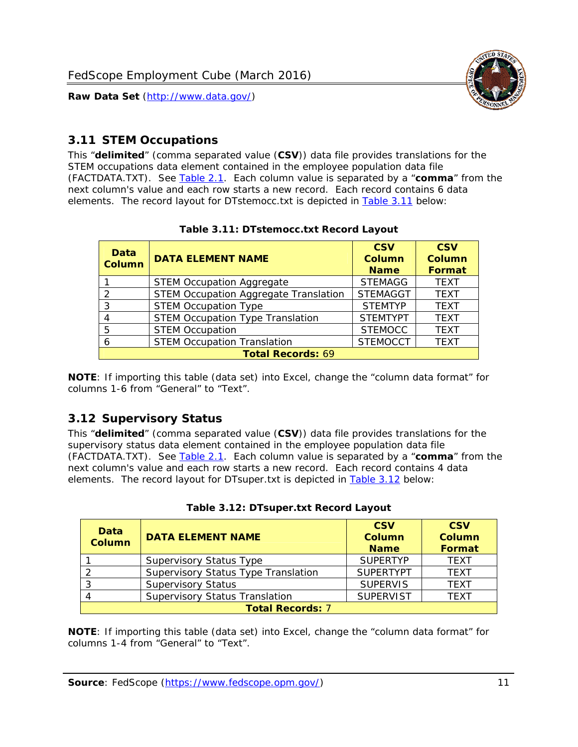## 3.11 STEM Occupations

This "**delimited**" (comma separated value (**CSV**)) data file provides translations for the STEM occupations data element contained in the employee population data file (FACTDATA.TXT). See Table 2.1. Each column value is separated by a "**comma**" from the next column's value and each row starts a new record. Each record contains 6 data elements. The record layout for DTstemocc.txt is depicted in Table 3.11 below:

**Table 3.11: DTstemocc.txt Record Layout**

| Data Column | DATA ELEMENT NAME | CSV Column Name | CSV Column Format |
|---|---|---|---|
| 1 | STEM Occupation Aggregate | STEMAGG | TEXT |
| 2 | STEM Occupation Aggregate Translation | STEMAGGT | TEXT |
| 3 | STEM Occupation Type | STEMTYP | TEXT |
| 4 | STEM Occupation Type Translation | STEMTYPT | TEXT |
| 5 | STEM Occupation | STEMOCC | TEXT |
| 6 | STEM Occupation Translation | STEMOCCT | TEXT |
| **Total Records: 69** | | | |

**NOTE**: If importing this table (data set) into Excel, change the "column data format" for columns 1-6 from "General" to "Text".

## 3.12 Supervisory Status

This "**delimited**" (comma separated value (**CSV**)) data file provides translations for the supervisory status data element contained in the employee population data file (FACTDATA.TXT). See Table 2.1. Each column value is separated by a "**comma**" from the next column's value and each row starts a new record. Each record contains 4 data elements. The record layout for DTsuper.txt is depicted in Table 3.12 below:

**Table 3.12: DTsuper.txt Record Layout**

| Data Column | DATA ELEMENT NAME | CSV Column Name | CSV Column Format |
|---|---|---|---|
| 1 | Supervisory Status Type | SUPERTYP | TEXT |
| 2 | Supervisory Status Type Translation | SUPERTYPT | TEXT |
| 3 | Supervisory Status | SUPERVIS | TEXT |
| 4 | Supervisory Status Translation | SUPERVIST | TEXT |
| **Total Records: 7** | | | |

**NOTE**: If importing this table (data set) into Excel, change the "column data format" for columns 1-4 from "General" to "Text".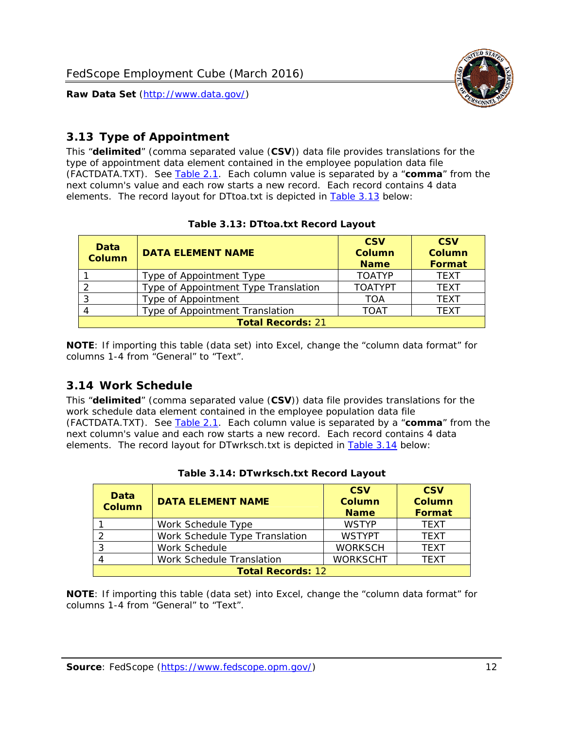## 3.13 Type of Appointment

This "**delimited**" (comma separated value (**CSV**)) data file provides translations for the type of appointment data element contained in the employee population data file (FACTDATA.TXT). See Table 2.1. Each column value is separated by a "**comma**" from the next column's value and each row starts a new record. Each record contains 4 data elements. The record layout for DTtoa.txt is depicted in Table 3.13 below:

**Table 3.13: DTtoa.txt Record Layout**

| Data Column | DATA ELEMENT NAME | CSV Column Name | CSV Column Format |
|---|---|---|---|
| 1 | Type of Appointment Type | TOATYP | TEXT |
| 2 | Type of Appointment Type Translation | TOATYPT | TEXT |
| 3 | Type of Appointment | TOA | TEXT |
| 4 | Type of Appointment Translation | TOAT | TEXT |
| **Total Records:** 21 | | | |

**NOTE**: If importing this table (data set) into Excel, change the "column data format" for columns 1-4 from "General" to "Text".

## 3.14 Work Schedule

This "**delimited**" (comma separated value (**CSV**)) data file provides translations for the work schedule data element contained in the employee population data file (FACTDATA.TXT). See Table 2.1. Each column value is separated by a "**comma**" from the next column's value and each row starts a new record. Each record contains 4 data elements. The record layout for DTwrksch.txt is depicted in Table 3.14 below:

**Table 3.14: DTwrksch.txt Record Layout**

| Data Column | DATA ELEMENT NAME | CSV Column Name | CSV Column Format |
|---|---|---|---|
| 1 | Work Schedule Type | WSTYP | TEXT |
| 2 | Work Schedule Type Translation | WSTYPT | TEXT |
| 3 | Work Schedule | WORKSCH | TEXT |
| 4 | Work Schedule Translation | WORKSCHT | TEXT |
| **Total Records:** 12 | | | |

**NOTE**: If importing this table (data set) into Excel, change the "column data format" for columns 1-4 from "General" to "Text".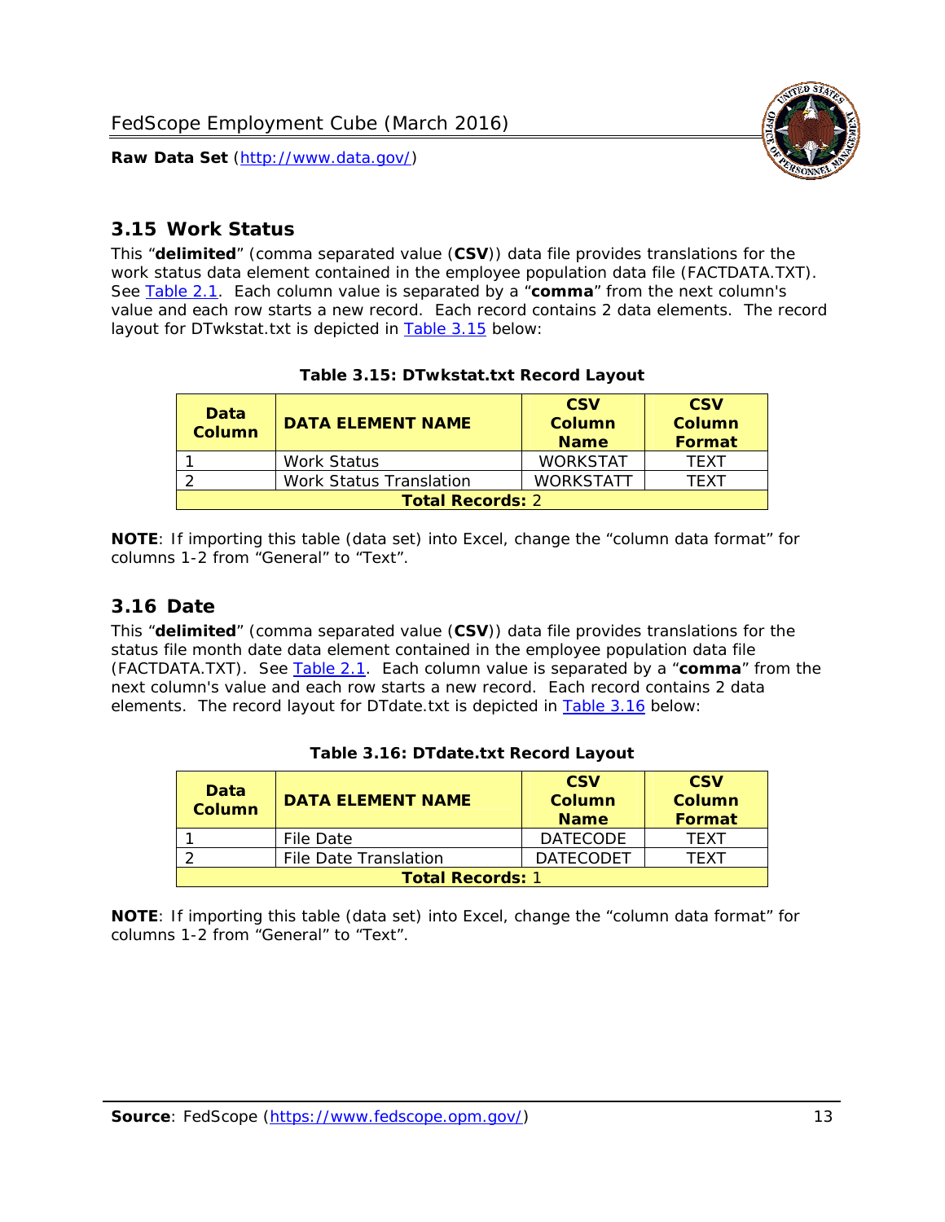## 3.15 Work Status

This "**delimited**" (comma separated value (**CSV**)) data file provides translations for the work status data element contained in the employee population data file (FACTDATA.TXT). See [Table 2.1](). Each column value is separated by a "**comma**" from the next column's value and each row starts a new record. Each record contains 2 data elements. The record layout for DTwkstat.txt is depicted in [Table 3.15]() below:

**Table 3.15: DTwkstat.txt Record Layout**

| Data Column | DATA ELEMENT NAME | CSV Column Name | CSV Column Format |
|---|---|---|---|
| 1 | Work Status | WORKSTAT | TEXT |
| 2 | Work Status Translation | WORKSTATT | TEXT |
| **Total Records:** 2 | | | |

**NOTE**: If importing this table (data set) into Excel, change the "column data format" for columns 1-2 from "General" to "Text".

## 3.16 Date

This "**delimited**" (comma separated value (**CSV**)) data file provides translations for the status file month date data element contained in the employee population data file (FACTDATA.TXT). See [Table 2.1](). Each column value is separated by a "**comma**" from the next column's value and each row starts a new record. Each record contains 2 data elements. The record layout for DTdate.txt is depicted in [Table 3.16]() below:

**Table 3.16: DTdate.txt Record Layout**

| Data Column | DATA ELEMENT NAME | CSV Column Name | CSV Column Format |
|---|---|---|---|
| 1 | File Date | DATECODE | TEXT |
| 2 | File Date Translation | DATECODET | TEXT |
| **Total Records:** 1 | | | |

**NOTE**: If importing this table (data set) into Excel, change the "column data format" for columns 1-2 from "General" to "Text".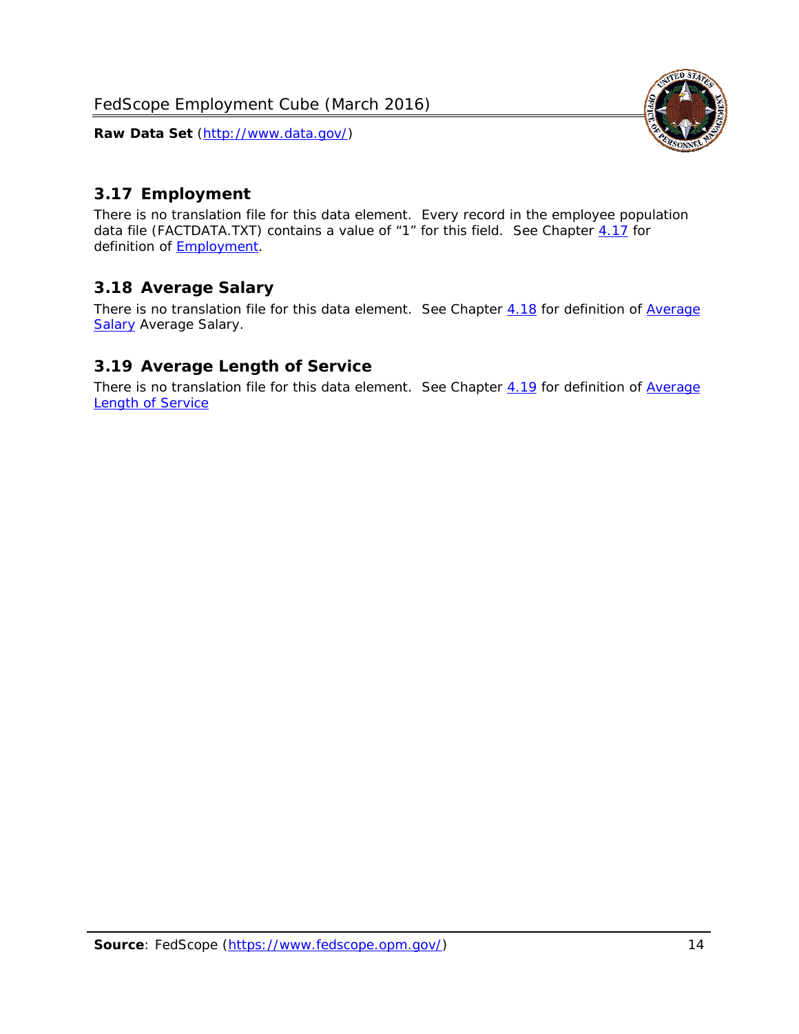## 3.17 Employment

There is no translation file for this data element. Every record in the employee population data file (FACTDATA.TXT) contains a value of "1" for this field. See Chapter 4.17 for definition of Employment.

## 3.18 Average Salary

There is no translation file for this data element. See Chapter 4.18 for definition of Average Salary Average Salary.

## 3.19 Average Length of Service

There is no translation file for this data element. See Chapter 4.19 for definition of Average Length of Service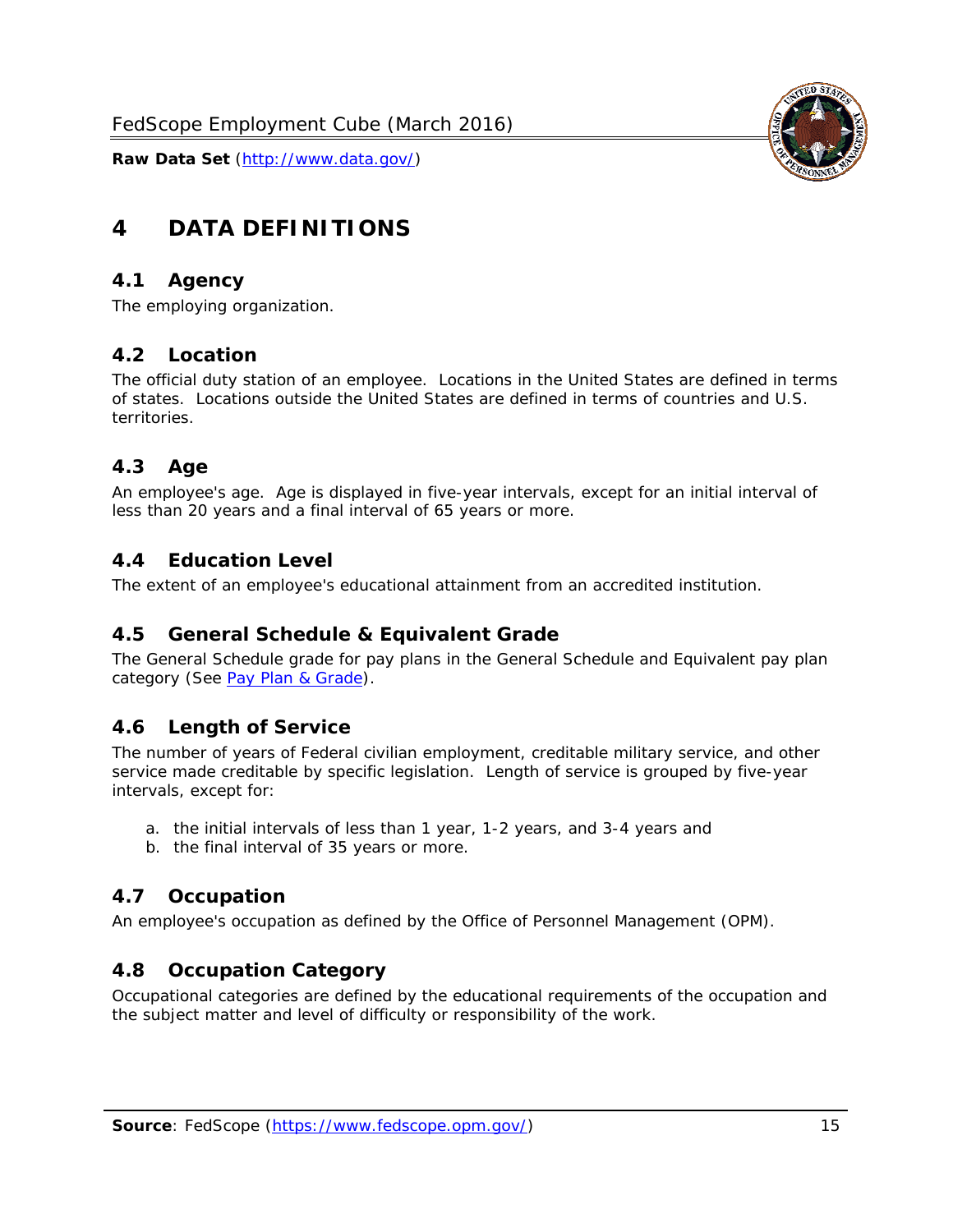# 4 DATA DEFINITIONS

## 4.1 Agency

The employing organization.

## 4.2 Location

The official duty station of an employee. Locations in the United States are defined in terms of states. Locations outside the United States are defined in terms of countries and U.S. territories.

## 4.3 Age

An employee's age. Age is displayed in five-year intervals, except for an initial interval of less than 20 years and a final interval of 65 years or more.

## 4.4 Education Level

The extent of an employee's educational attainment from an accredited institution.

## 4.5 General Schedule & Equivalent Grade

The General Schedule grade for pay plans in the General Schedule and Equivalent pay plan category (See Pay Plan & Grade).

## 4.6 Length of Service

The number of years of Federal civilian employment, creditable military service, and other service made creditable by specific legislation. Length of service is grouped by five-year intervals, except for:

a. the initial intervals of less than 1 year, 1-2 years, and 3-4 years and
b. the final interval of 35 years or more.

## 4.7 Occupation

An employee's occupation as defined by the Office of Personnel Management (OPM).

## 4.8 Occupation Category

Occupational categories are defined by the educational requirements of the occupation and the subject matter and level of difficulty or responsibility of the work.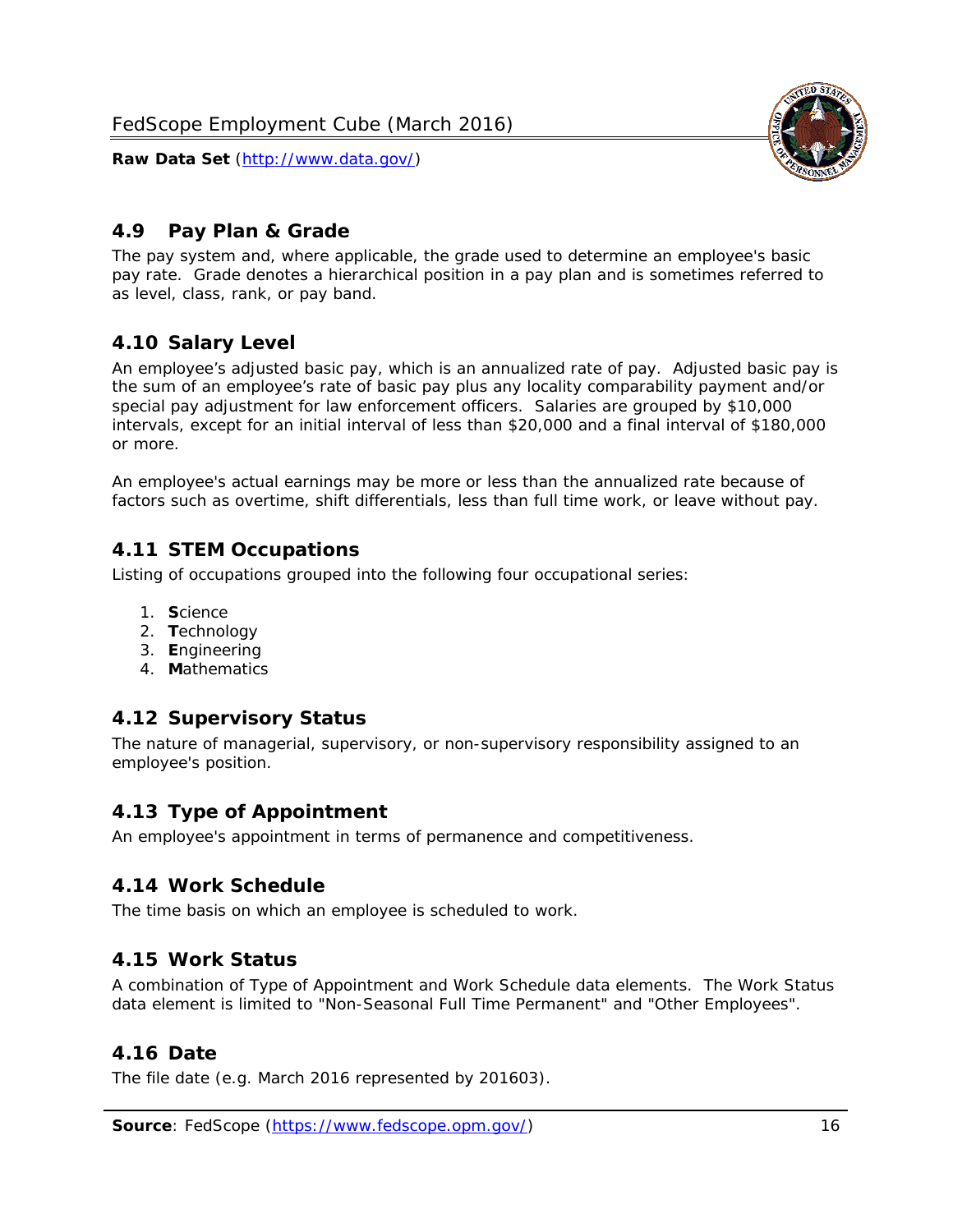## 4.9 Pay Plan & Grade

The pay system and, where applicable, the grade used to determine an employee's basic pay rate. Grade denotes a hierarchical position in a pay plan and is sometimes referred to as level, class, rank, or pay band.

## 4.10 Salary Level

An employee's adjusted basic pay, which is an annualized rate of pay. Adjusted basic pay is the sum of an employee's rate of basic pay plus any locality comparability payment and/or special pay adjustment for law enforcement officers. Salaries are grouped by $10,000 intervals, except for an initial interval of less than $20,000 and a final interval of $180,000 or more.

An employee's actual earnings may be more or less than the annualized rate because of factors such as overtime, shift differentials, less than full time work, or leave without pay.

## 4.11 STEM Occupations

Listing of occupations grouped into the following four occupational series:

1. **S**cience
2. **T**echnology
3. **E**ngineering
4. **M**athematics

## 4.12 Supervisory Status

The nature of managerial, supervisory, or non-supervisory responsibility assigned to an employee's position.

## 4.13 Type of Appointment

An employee's appointment in terms of permanence and competitiveness.

## 4.14 Work Schedule

The time basis on which an employee is scheduled to work.

## 4.15 Work Status

A combination of Type of Appointment and Work Schedule data elements. The Work Status data element is limited to "Non-Seasonal Full Time Permanent" and "Other Employees".

## 4.16 Date

The file date (e.g. March 2016 represented by 201603).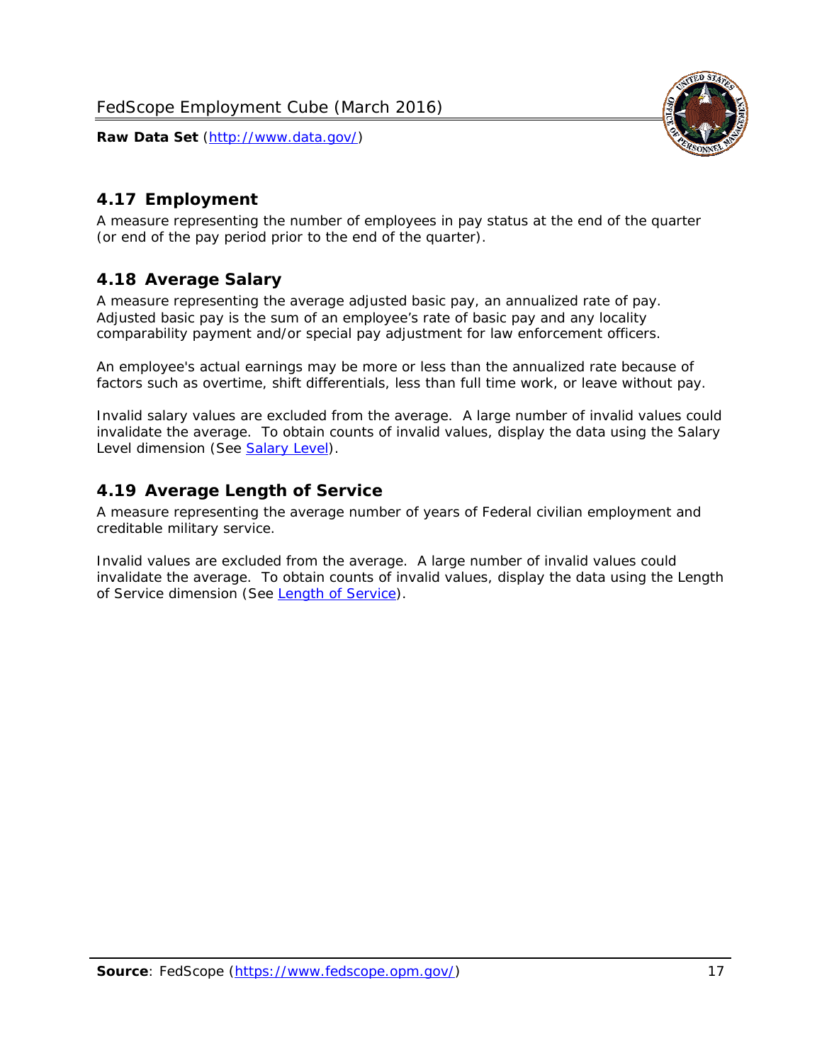## 4.17 Employment

A measure representing the number of employees in pay status at the end of the quarter (or end of the pay period prior to the end of the quarter).

## 4.18 Average Salary

A measure representing the average adjusted basic pay, an annualized rate of pay. Adjusted basic pay is the sum of an employee's rate of basic pay and any locality comparability payment and/or special pay adjustment for law enforcement officers.

An employee's actual earnings may be more or less than the annualized rate because of factors such as overtime, shift differentials, less than full time work, or leave without pay.

Invalid salary values are excluded from the average. A large number of invalid values could invalidate the average. To obtain counts of invalid values, display the data using the Salary Level dimension (See [Salary Level](#)).

## 4.19 Average Length of Service

A measure representing the average number of years of Federal civilian employment and creditable military service.

Invalid values are excluded from the average. A large number of invalid values could invalidate the average. To obtain counts of invalid values, display the data using the Length of Service dimension (See [Length of Service](#)).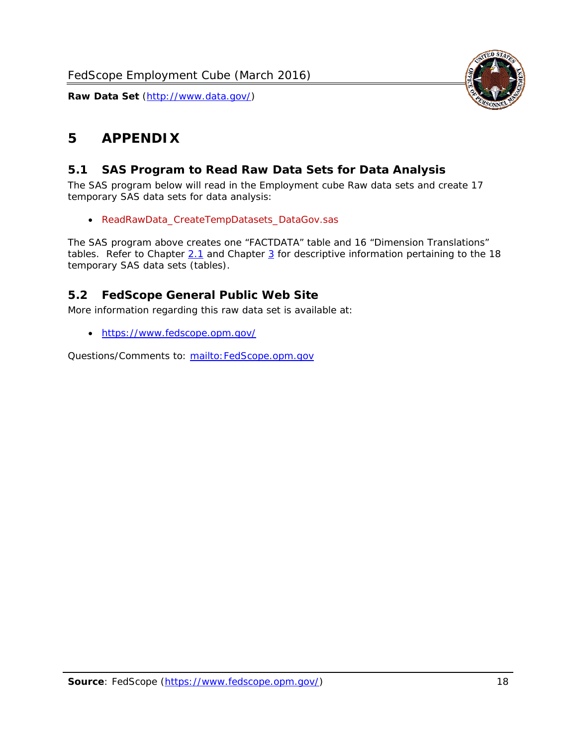# 5 APPENDIX

## 5.1 SAS Program to Read Raw Data Sets for Data Analysis

The SAS program below will read in the Employment cube Raw data sets and create 17 temporary SAS data sets for data analysis:

- ReadRawData_CreateTempDatasets_DataGov.sas

The SAS program above creates one "FACTDATA" table and 16 "Dimension Translations" tables. Refer to Chapter 2.1 and Chapter 3 for descriptive information pertaining to the 18 temporary SAS data sets (tables).

## 5.2 FedScope General Public Web Site

More information regarding this raw data set is available at:

- https://www.fedscope.opm.gov/

Questions/Comments to: mailto:FedScope.opm.gov